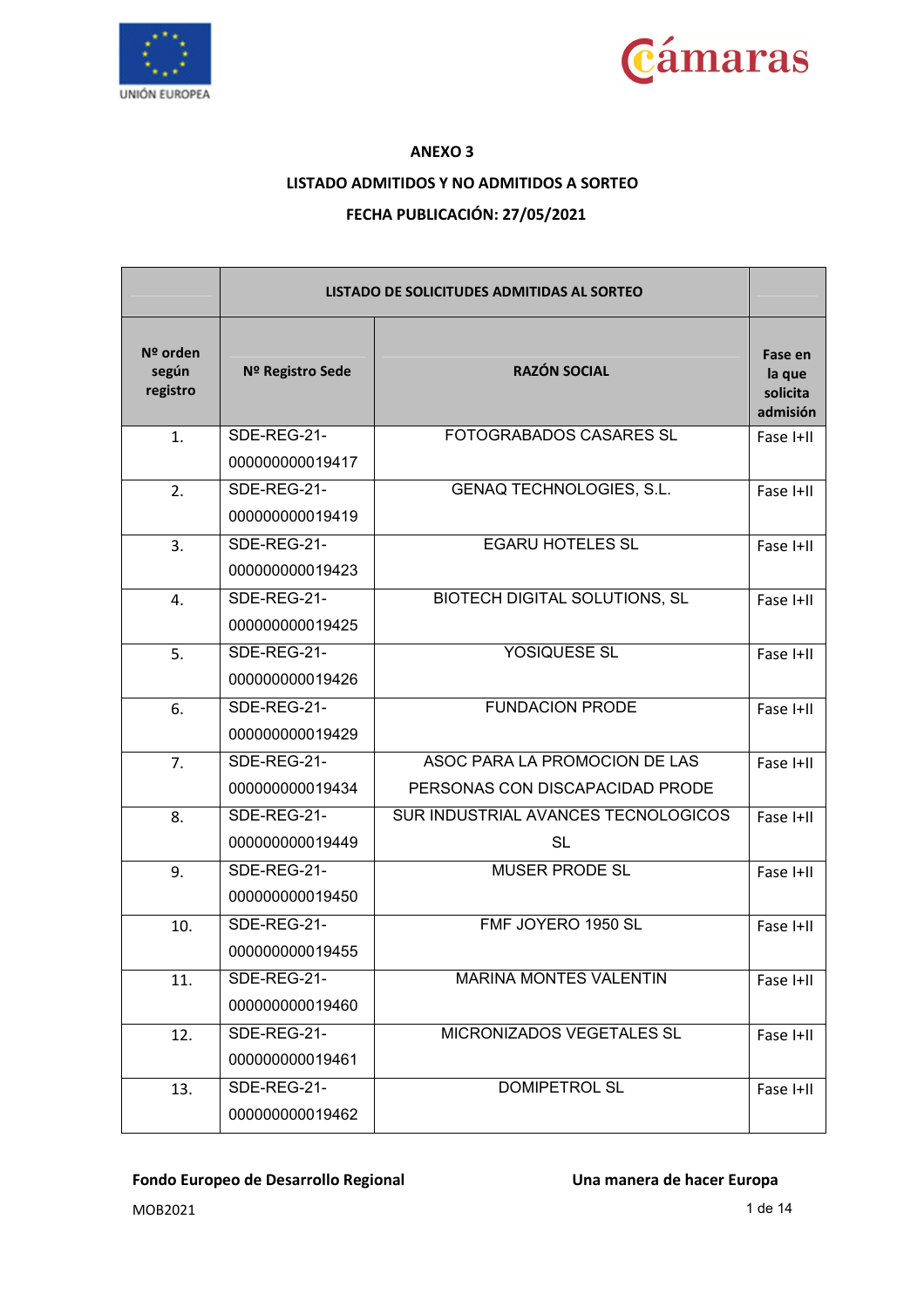**ANEXO 3**

**LISTADO ADMITIDOS Y NO ADMITIDOS A SORTEO**

**FECHA PUBLICACIÓN: 27/05/2021**

| | LISTADO DE SOLICITUDES ADMITIDAS AL SORTEO | | |
|---|---|---|---|
| **Nº orden según registro** | **Nº Registro Sede** | **RAZÓN SOCIAL** | **Fase en la que solicita admisión** |
| 1. | SDE-REG-21-000000000019417 | FOTOGRABADOS CASARES SL | Fase I+II |
| 2. | SDE-REG-21-000000000019419 | GENAQ TECHNOLOGIES, S.L. | Fase I+II |
| 3. | SDE-REG-21-000000000019423 | EGARU HOTELES SL | Fase I+II |
| 4. | SDE-REG-21-000000000019425 | BIOTECH DIGITAL SOLUTIONS, SL | Fase I+II |
| 5. | SDE-REG-21-000000000019426 | YOSIQUESE SL | Fase I+II |
| 6. | SDE-REG-21-000000000019429 | FUNDACION PRODE | Fase I+II |
| 7. | SDE-REG-21-000000000019434 | ASOC PARA LA PROMOCION DE LAS PERSONAS CON DISCAPACIDAD PRODE | Fase I+II |
| 8. | SDE-REG-21-000000000019449 | SUR INDUSTRIAL AVANCES TECNOLOGICOS SL | Fase I+II |
| 9. | SDE-REG-21-000000000019450 | MUSER PRODE SL | Fase I+II |
| 10. | SDE-REG-21-000000000019455 | FMF JOYERO 1950 SL | Fase I+II |
| 11. | SDE-REG-21-000000000019460 | MARINA MONTES VALENTIN | Fase I+II |
| 12. | SDE-REG-21-000000000019461 | MICRONIZADOS VEGETALES SL | Fase I+II |
| 13. | SDE-REG-21-000000000019462 | DOMIPETROL SL | Fase I+II |

**Fondo Europeo de Desarrollo Regional** **Una manera de hacer Europa**

MOB2021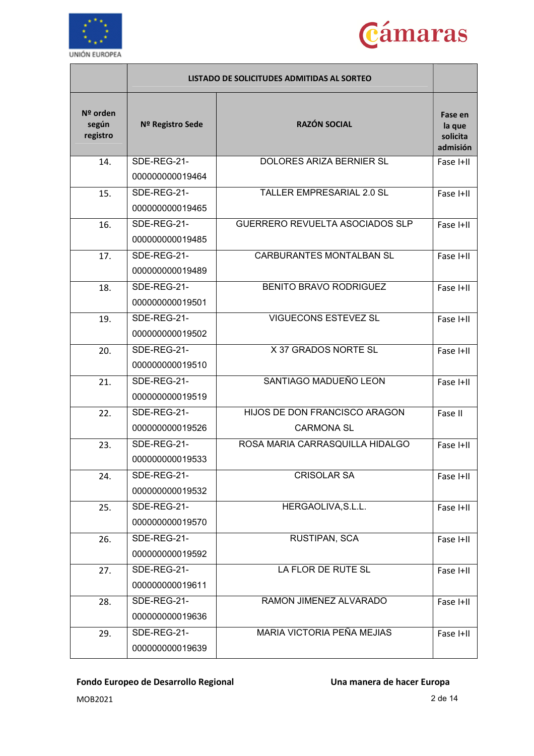| | LISTADO DE SOLICITUDES ADMITIDAS AL SORTEO | | |
|---|---|---|---|
| **Nº orden según registro** | **Nº Registro Sede** | **RAZÓN SOCIAL** | **Fase en la que solicita admisión** |
| 14. | SDE-REG-21-000000000019464 | DOLORES ARIZA BERNIER SL | Fase I+II |
| 15. | SDE-REG-21-000000000019465 | TALLER EMPRESARIAL 2.0 SL | Fase I+II |
| 16. | SDE-REG-21-000000000019485 | GUERRERO REVUELTA ASOCIADOS SLP | Fase I+II |
| 17. | SDE-REG-21-000000000019489 | CARBURANTES MONTALBAN SL | Fase I+II |
| 18. | SDE-REG-21-000000000019501 | BENITO BRAVO RODRIGUEZ | Fase I+II |
| 19. | SDE-REG-21-000000000019502 | VIGUECONS ESTEVEZ SL | Fase I+II |
| 20. | SDE-REG-21-000000000019510 | X 37 GRADOS NORTE SL | Fase I+II |
| 21. | SDE-REG-21-000000000019519 | SANTIAGO MADUEÑO LEON | Fase I+II |
| 22. | SDE-REG-21-000000000019526 | HIJOS DE DON FRANCISCO ARAGON CARMONA SL | Fase II |
| 23. | SDE-REG-21-000000000019533 | ROSA MARIA CARRASQUILLA HIDALGO | Fase I+II |
| 24. | SDE-REG-21-000000000019532 | CRISOLAR SA | Fase I+II |
| 25. | SDE-REG-21-000000000019570 | HERGAOLIVA,S.L.L. | Fase I+II |
| 26. | SDE-REG-21-000000000019592 | RUSTIPAN, SCA | Fase I+II |
| 27. | SDE-REG-21-000000000019611 | LA FLOR DE RUTE SL | Fase I+II |
| 28. | SDE-REG-21-000000000019636 | RAMON JIMENEZ ALVARADO | Fase I+II |
| 29. | SDE-REG-21-000000000019639 | MARIA VICTORIA PEÑA MEJIAS | Fase I+II |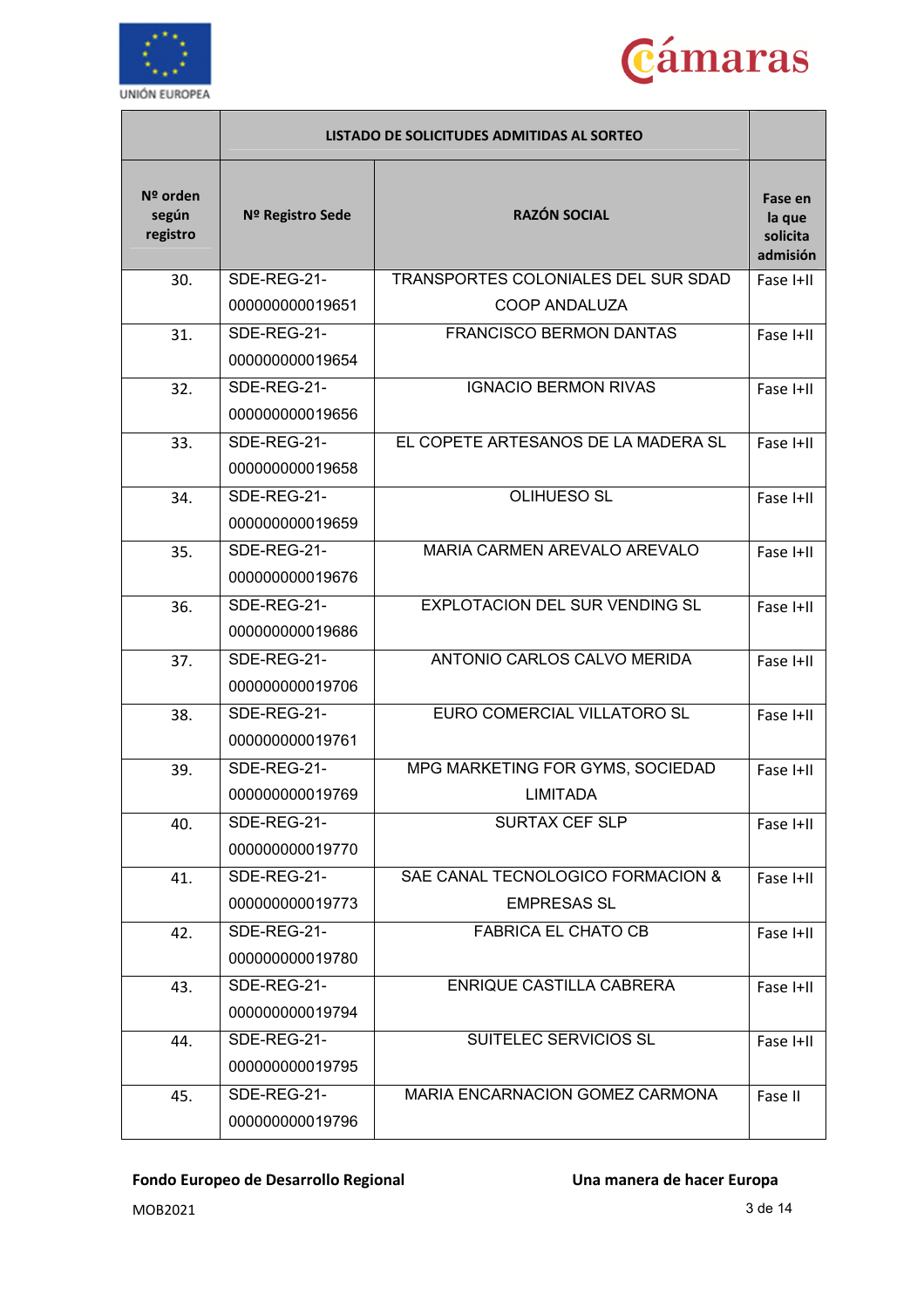| | LISTADO DE SOLICITUDES ADMITIDAS AL SORTEO | | |
|---|---|---|---|
| **Nº orden según registro** | **Nº Registro Sede** | **RAZÓN SOCIAL** | **Fase en la que solicita admisión** |
| 30. | SDE-REG-21-000000000019651 | TRANSPORTES COLONIALES DEL SUR SDAD COOP ANDALUZA | Fase I+II |
| 31. | SDE-REG-21-000000000019654 | FRANCISCO BERMON DANTAS | Fase I+II |
| 32. | SDE-REG-21-000000000019656 | IGNACIO BERMON RIVAS | Fase I+II |
| 33. | SDE-REG-21-000000000019658 | EL COPETE ARTESANOS DE LA MADERA SL | Fase I+II |
| 34. | SDE-REG-21-000000000019659 | OLIHUESO SL | Fase I+II |
| 35. | SDE-REG-21-000000000019676 | MARIA CARMEN AREVALO AREVALO | Fase I+II |
| 36. | SDE-REG-21-000000000019686 | EXPLOTACION DEL SUR VENDING SL | Fase I+II |
| 37. | SDE-REG-21-000000000019706 | ANTONIO CARLOS CALVO MERIDA | Fase I+II |
| 38. | SDE-REG-21-000000000019761 | EURO COMERCIAL VILLATORO SL | Fase I+II |
| 39. | SDE-REG-21-000000000019769 | MPG MARKETING FOR GYMS, SOCIEDAD LIMITADA | Fase I+II |
| 40. | SDE-REG-21-000000000019770 | SURTAX CEF SLP | Fase I+II |
| 41. | SDE-REG-21-000000000019773 | SAE CANAL TECNOLOGICO FORMACION & EMPRESAS SL | Fase I+II |
| 42. | SDE-REG-21-000000000019780 | FABRICA EL CHATO CB | Fase I+II |
| 43. | SDE-REG-21-000000000019794 | ENRIQUE CASTILLA CABRERA | Fase I+II |
| 44. | SDE-REG-21-000000000019795 | SUITELEC SERVICIOS SL | Fase I+II |
| 45. | SDE-REG-21-000000000019796 | MARIA ENCARNACION GOMEZ CARMONA | Fase II |

**Fondo Europeo de Desarrollo Regional** **Una manera de hacer Europa**

MOB2021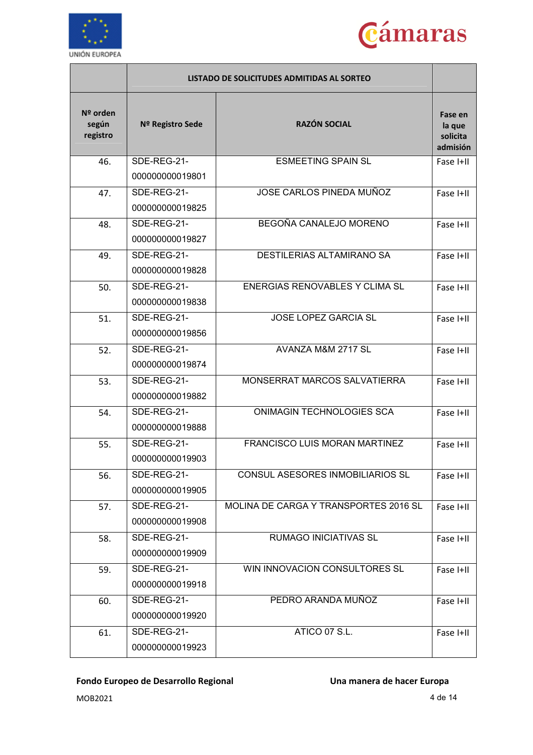| | LISTADO DE SOLICITUDES ADMITIDAS AL SORTEO | | |
|---|---|---|---|
| **Nº orden según registro** | **Nº Registro Sede** | **RAZÓN SOCIAL** | **Fase en la que solicita admisión** |
| 46. | SDE-REG-21-000000000019801 | ESMEETING SPAIN SL | Fase I+II |
| 47. | SDE-REG-21-000000000019825 | JOSE CARLOS PINEDA MUÑOZ | Fase I+II |
| 48. | SDE-REG-21-000000000019827 | BEGOÑA CANALEJO MORENO | Fase I+II |
| 49. | SDE-REG-21-000000000019828 | DESTILERIAS ALTAMIRANO SA | Fase I+II |
| 50. | SDE-REG-21-000000000019838 | ENERGIAS RENOVABLES Y CLIMA SL | Fase I+II |
| 51. | SDE-REG-21-000000000019856 | JOSE LOPEZ GARCIA SL | Fase I+II |
| 52. | SDE-REG-21-000000000019874 | AVANZA M&M 2717 SL | Fase I+II |
| 53. | SDE-REG-21-000000000019882 | MONSERRAT MARCOS SALVATIERRA | Fase I+II |
| 54. | SDE-REG-21-000000000019888 | ONIMAGIN TECHNOLOGIES SCA | Fase I+II |
| 55. | SDE-REG-21-000000000019903 | FRANCISCO LUIS MORAN MARTINEZ | Fase I+II |
| 56. | SDE-REG-21-000000000019905 | CONSUL ASESORES INMOBILIARIOS SL | Fase I+II |
| 57. | SDE-REG-21-000000000019908 | MOLINA DE CARGA Y TRANSPORTES 2016 SL | Fase I+II |
| 58. | SDE-REG-21-000000000019909 | RUMAGO INICIATIVAS SL | Fase I+II |
| 59. | SDE-REG-21-000000000019918 | WIN INNOVACION CONSULTORES SL | Fase I+II |
| 60. | SDE-REG-21-000000000019920 | PEDRO ARANDA MUÑOZ | Fase I+II |
| 61. | SDE-REG-21-000000000019923 | ATICO 07 S.L. | Fase I+II |

**Fondo Europeo de Desarrollo Regional** **Una manera de hacer Europa**

MOB2021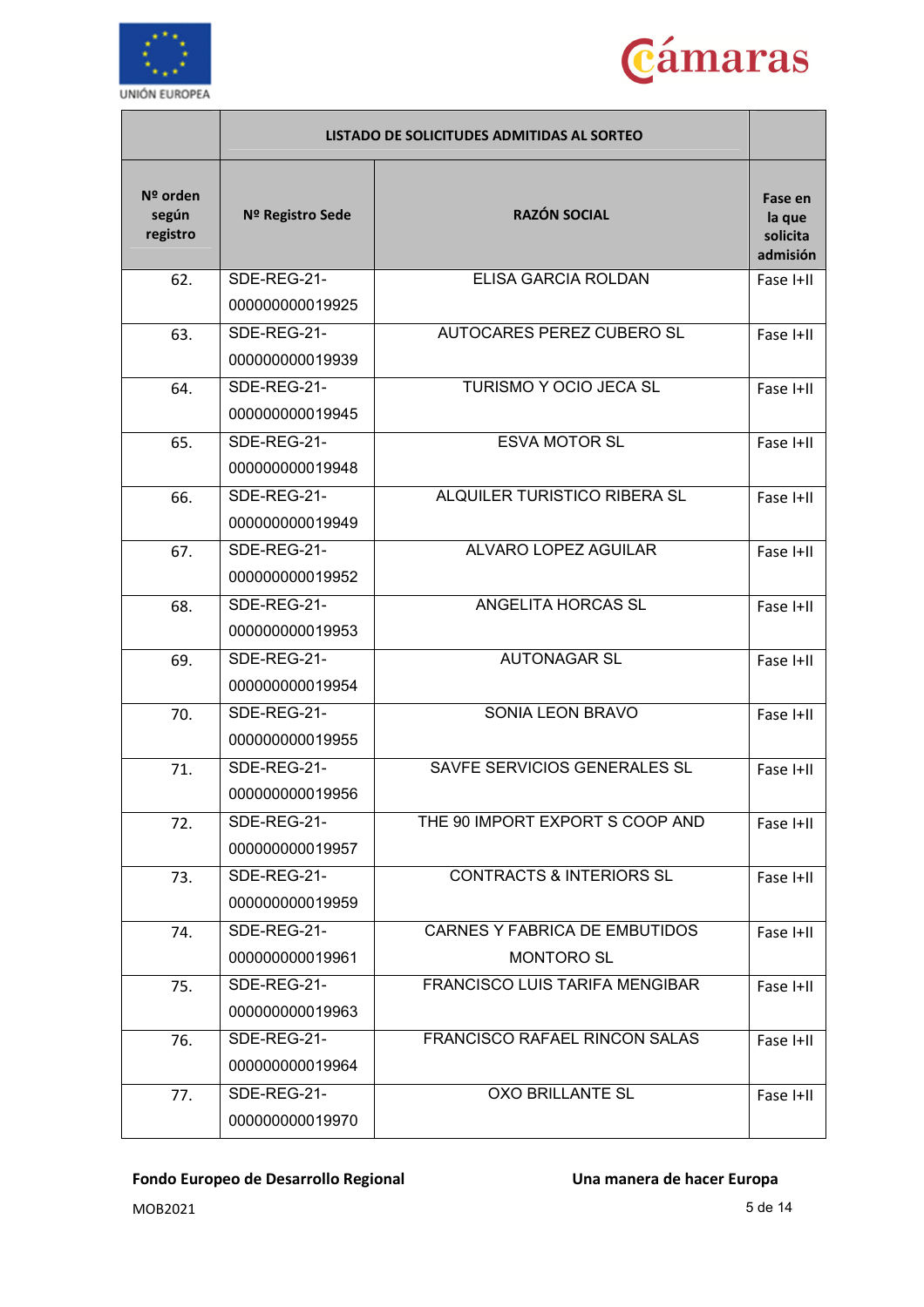| | LISTADO DE SOLICITUDES ADMITIDAS AL SORTEO | | |
|---|---|---|---|
| **Nº orden según registro** | **Nº Registro Sede** | **RAZÓN SOCIAL** | **Fase en la que solicita admisión** |
| 62. | SDE-REG-21-000000000019925 | ELISA GARCIA ROLDAN | Fase I+II |
| 63. | SDE-REG-21-000000000019939 | AUTOCARES PEREZ CUBERO SL | Fase I+II |
| 64. | SDE-REG-21-000000000019945 | TURISMO Y OCIO JECA SL | Fase I+II |
| 65. | SDE-REG-21-000000000019948 | ESVA MOTOR SL | Fase I+II |
| 66. | SDE-REG-21-000000000019949 | ALQUILER TURISTICO RIBERA SL | Fase I+II |
| 67. | SDE-REG-21-000000000019952 | ALVARO LOPEZ AGUILAR | Fase I+II |
| 68. | SDE-REG-21-000000000019953 | ANGELITA HORCAS SL | Fase I+II |
| 69. | SDE-REG-21-000000000019954 | AUTONAGAR SL | Fase I+II |
| 70. | SDE-REG-21-000000000019955 | SONIA LEON BRAVO | Fase I+II |
| 71. | SDE-REG-21-000000000019956 | SAVFE SERVICIOS GENERALES SL | Fase I+II |
| 72. | SDE-REG-21-000000000019957 | THE 90 IMPORT EXPORT S COOP AND | Fase I+II |
| 73. | SDE-REG-21-000000000019959 | CONTRACTS & INTERIORS SL | Fase I+II |
| 74. | SDE-REG-21-000000000019961 | CARNES Y FABRICA DE EMBUTIDOS MONTORO SL | Fase I+II |
| 75. | SDE-REG-21-000000000019963 | FRANCISCO LUIS TARIFA MENGIBAR | Fase I+II |
| 76. | SDE-REG-21-000000000019964 | FRANCISCO RAFAEL RINCON SALAS | Fase I+II |
| 77. | SDE-REG-21-000000000019970 | OXO BRILLANTE SL | Fase I+II |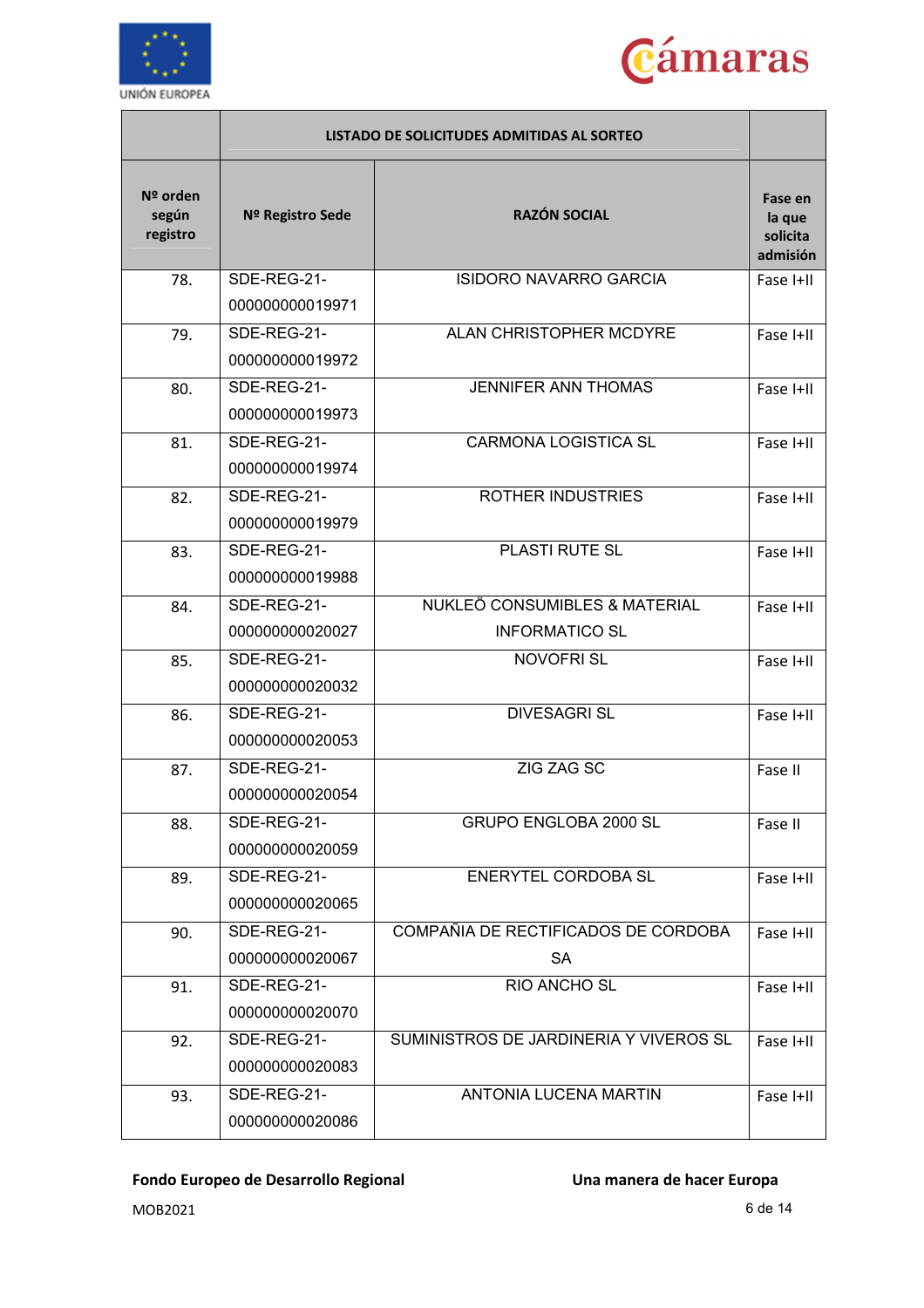| | LISTADO DE SOLICITUDES ADMITIDAS AL SORTEO | | |
|---|---|---|---|
| **Nº orden según registro** | **Nº Registro Sede** | **RAZÓN SOCIAL** | **Fase en la que solicita admisión** |
| 78. | SDE-REG-21-000000000019971 | ISIDORO NAVARRO GARCIA | Fase I+II |
| 79. | SDE-REG-21-000000000019972 | ALAN CHRISTOPHER MCDYRE | Fase I+II |
| 80. | SDE-REG-21-000000000019973 | JENNIFER ANN THOMAS | Fase I+II |
| 81. | SDE-REG-21-000000000019974 | CARMONA LOGISTICA SL | Fase I+II |
| 82. | SDE-REG-21-000000000019979 | ROTHER INDUSTRIES | Fase I+II |
| 83. | SDE-REG-21-000000000019988 | PLASTI RUTE SL | Fase I+II |
| 84. | SDE-REG-21-000000000020027 | NUKLEÖ CONSUMIBLES & MATERIAL INFORMATICO SL | Fase I+II |
| 85. | SDE-REG-21-000000000020032 | NOVOFRI SL | Fase I+II |
| 86. | SDE-REG-21-000000000020053 | DIVESAGRI SL | Fase I+II |
| 87. | SDE-REG-21-000000000020054 | ZIG ZAG SC | Fase II |
| 88. | SDE-REG-21-000000000020059 | GRUPO ENGLOBA 2000 SL | Fase II |
| 89. | SDE-REG-21-000000000020065 | ENERYTEL CORDOBA SL | Fase I+II |
| 90. | SDE-REG-21-000000000020067 | COMPAÑIA DE RECTIFICADOS DE CORDOBA SA | Fase I+II |
| 91. | SDE-REG-21-000000000020070 | RIO ANCHO SL | Fase I+II |
| 92. | SDE-REG-21-000000000020083 | SUMINISTROS DE JARDINERIA Y VIVEROS SL | Fase I+II |
| 93. | SDE-REG-21-000000000020086 | ANTONIA LUCENA MARTIN | Fase I+II |

**Fondo Europeo de Desarrollo Regional** **Una manera de hacer Europa**

MOB2021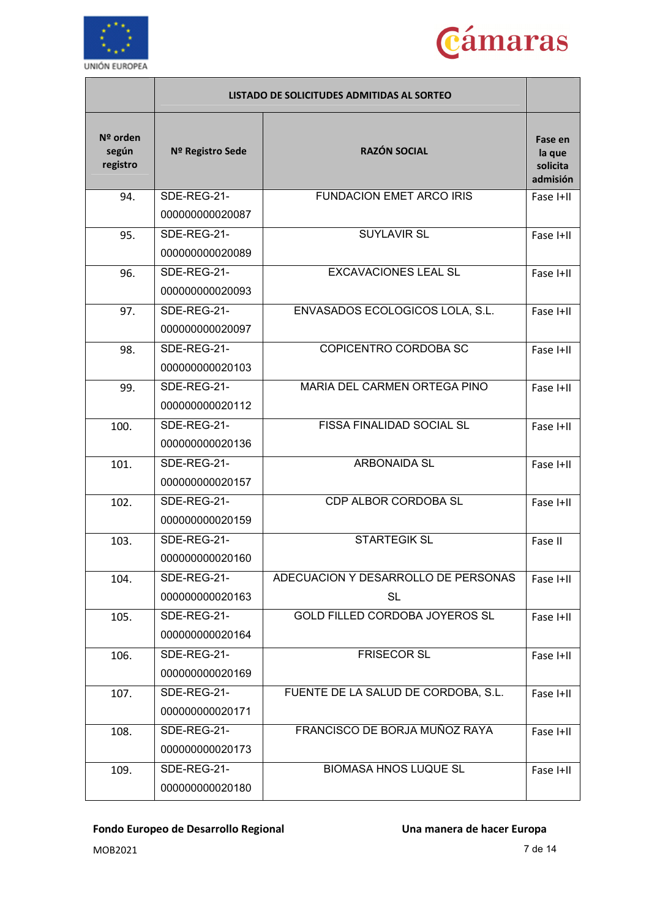| | LISTADO DE SOLICITUDES ADMITIDAS AL SORTEO | | |
|---|---|---|---|
| **Nº orden según registro** | **Nº Registro Sede** | **RAZÓN SOCIAL** | **Fase en la que solicita admisión** |
| 94. | SDE-REG-21-000000000020087 | FUNDACION EMET ARCO IRIS | Fase I+II |
| 95. | SDE-REG-21-000000000020089 | SUYLAVIR SL | Fase I+II |
| 96. | SDE-REG-21-000000000020093 | EXCAVACIONES LEAL SL | Fase I+II |
| 97. | SDE-REG-21-000000000020097 | ENVASADOS ECOLOGICOS LOLA, S.L. | Fase I+II |
| 98. | SDE-REG-21-000000000020103 | COPICENTRO CORDOBA SC | Fase I+II |
| 99. | SDE-REG-21-000000000020112 | MARIA DEL CARMEN ORTEGA PINO | Fase I+II |
| 100. | SDE-REG-21-000000000020136 | FISSA FINALIDAD SOCIAL SL | Fase I+II |
| 101. | SDE-REG-21-000000000020157 | ARBONAIDA SL | Fase I+II |
| 102. | SDE-REG-21-000000000020159 | CDP ALBOR CORDOBA SL | Fase I+II |
| 103. | SDE-REG-21-000000000020160 | STARTEGIK SL | Fase II |
| 104. | SDE-REG-21-000000000020163 | ADECUACION Y DESARROLLO DE PERSONAS SL | Fase I+II |
| 105. | SDE-REG-21-000000000020164 | GOLD FILLED CORDOBA JOYEROS SL | Fase I+II |
| 106. | SDE-REG-21-000000000020169 | FRISECOR SL | Fase I+II |
| 107. | SDE-REG-21-000000000020171 | FUENTE DE LA SALUD DE CORDOBA, S.L. | Fase I+II |
| 108. | SDE-REG-21-000000000020173 | FRANCISCO DE BORJA MUÑOZ RAYA | Fase I+II |
| 109. | SDE-REG-21-000000000020180 | BIOMASA HNOS LUQUE SL | Fase I+II |

**Fondo Europeo de Desarrollo Regional** **Una manera de hacer Europa**

MOB2021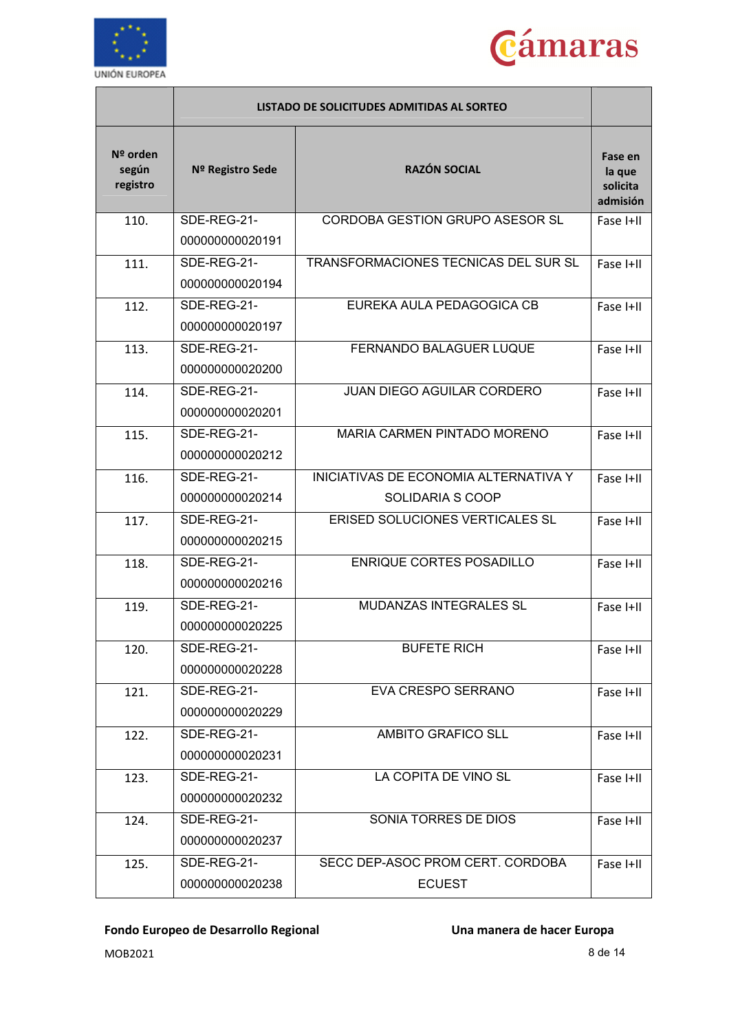| | LISTADO DE SOLICITUDES ADMITIDAS AL SORTEO | | |
|---|---|---|---|
| **Nº orden según registro** | **Nº Registro Sede** | **RAZÓN SOCIAL** | **Fase en la que solicita admisión** |
| 110. | SDE-REG-21-000000000020191 | CORDOBA GESTION GRUPO ASESOR SL | Fase I+II |
| 111. | SDE-REG-21-000000000020194 | TRANSFORMACIONES TECNICAS DEL SUR SL | Fase I+II |
| 112. | SDE-REG-21-000000000020197 | EUREKA AULA PEDAGOGICA CB | Fase I+II |
| 113. | SDE-REG-21-000000000020200 | FERNANDO BALAGUER LUQUE | Fase I+II |
| 114. | SDE-REG-21-000000000020201 | JUAN DIEGO AGUILAR CORDERO | Fase I+II |
| 115. | SDE-REG-21-000000000020212 | MARIA CARMEN PINTADO MORENO | Fase I+II |
| 116. | SDE-REG-21-000000000020214 | INICIATIVAS DE ECONOMIA ALTERNATIVA Y SOLIDARIA S COOP | Fase I+II |
| 117. | SDE-REG-21-000000000020215 | ERISED SOLUCIONES VERTICALES SL | Fase I+II |
| 118. | SDE-REG-21-000000000020216 | ENRIQUE CORTES POSADILLO | Fase I+II |
| 119. | SDE-REG-21-000000000020225 | MUDANZAS INTEGRALES SL | Fase I+II |
| 120. | SDE-REG-21-000000000020228 | BUFETE RICH | Fase I+II |
| 121. | SDE-REG-21-000000000020229 | EVA CRESPO SERRANO | Fase I+II |
| 122. | SDE-REG-21-000000000020231 | AMBITO GRAFICO SLL | Fase I+II |
| 123. | SDE-REG-21-000000000020232 | LA COPITA DE VINO SL | Fase I+II |
| 124. | SDE-REG-21-000000000020237 | SONIA TORRES DE DIOS | Fase I+II |
| 125. | SDE-REG-21-000000000020238 | SECC DEP-ASOC PROM CERT. CORDOBA ECUEST | Fase I+II |

**Fondo Europeo de Desarrollo Regional** **Una manera de hacer Europa**

MOB2021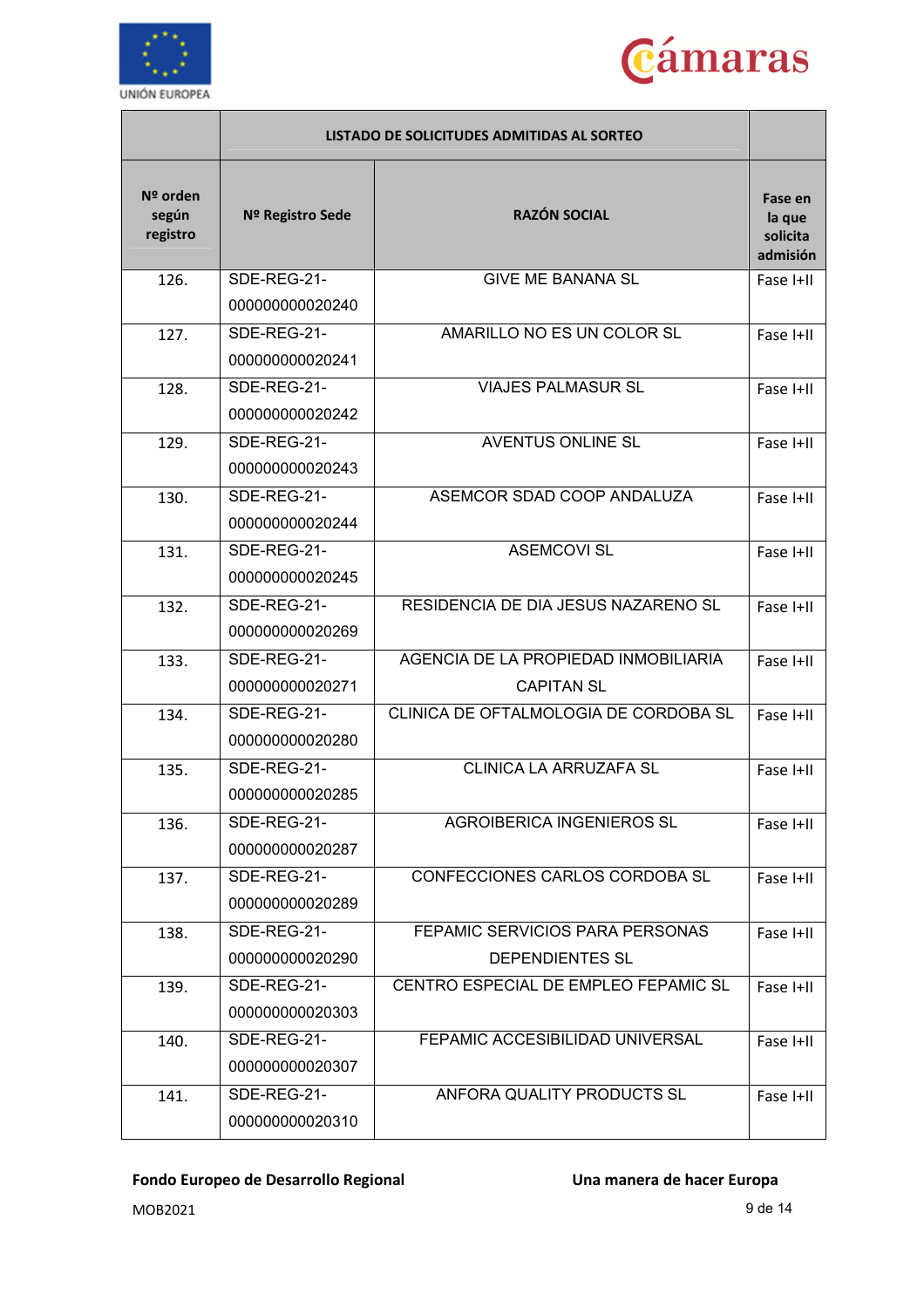| | LISTADO DE SOLICITUDES ADMITIDAS AL SORTEO | | |
|---|---|---|---|
| **Nº orden según registro** | **Nº Registro Sede** | **RAZÓN SOCIAL** | **Fase en la que solicita admisión** |
| 126. | SDE-REG-21-000000000020240 | GIVE ME BANANA SL | Fase I+II |
| 127. | SDE-REG-21-000000000020241 | AMARILLO NO ES UN COLOR SL | Fase I+II |
| 128. | SDE-REG-21-000000000020242 | VIAJES PALMASUR SL | Fase I+II |
| 129. | SDE-REG-21-000000000020243 | AVENTUS ONLINE SL | Fase I+II |
| 130. | SDE-REG-21-000000000020244 | ASEMCOR SDAD COOP ANDALUZA | Fase I+II |
| 131. | SDE-REG-21-000000000020245 | ASEMCOVI SL | Fase I+II |
| 132. | SDE-REG-21-000000000020269 | RESIDENCIA DE DIA JESUS NAZARENO SL | Fase I+II |
| 133. | SDE-REG-21-000000000020271 | AGENCIA DE LA PROPIEDAD INMOBILIARIA CAPITAN SL | Fase I+II |
| 134. | SDE-REG-21-000000000020280 | CLINICA DE OFTALMOLOGIA DE CORDOBA SL | Fase I+II |
| 135. | SDE-REG-21-000000000020285 | CLINICA LA ARRUZAFA SL | Fase I+II |
| 136. | SDE-REG-21-000000000020287 | AGROIBERICA INGENIEROS SL | Fase I+II |
| 137. | SDE-REG-21-000000000020289 | CONFECCIONES CARLOS CORDOBA SL | Fase I+II |
| 138. | SDE-REG-21-000000000020290 | FEPAMIC SERVICIOS PARA PERSONAS DEPENDIENTES SL | Fase I+II |
| 139. | SDE-REG-21-000000000020303 | CENTRO ESPECIAL DE EMPLEO FEPAMIC SL | Fase I+II |
| 140. | SDE-REG-21-000000000020307 | FEPAMIC ACCESIBILIDAD UNIVERSAL | Fase I+II |
| 141. | SDE-REG-21-000000000020310 | ANFORA QUALITY PRODUCTS SL | Fase I+II |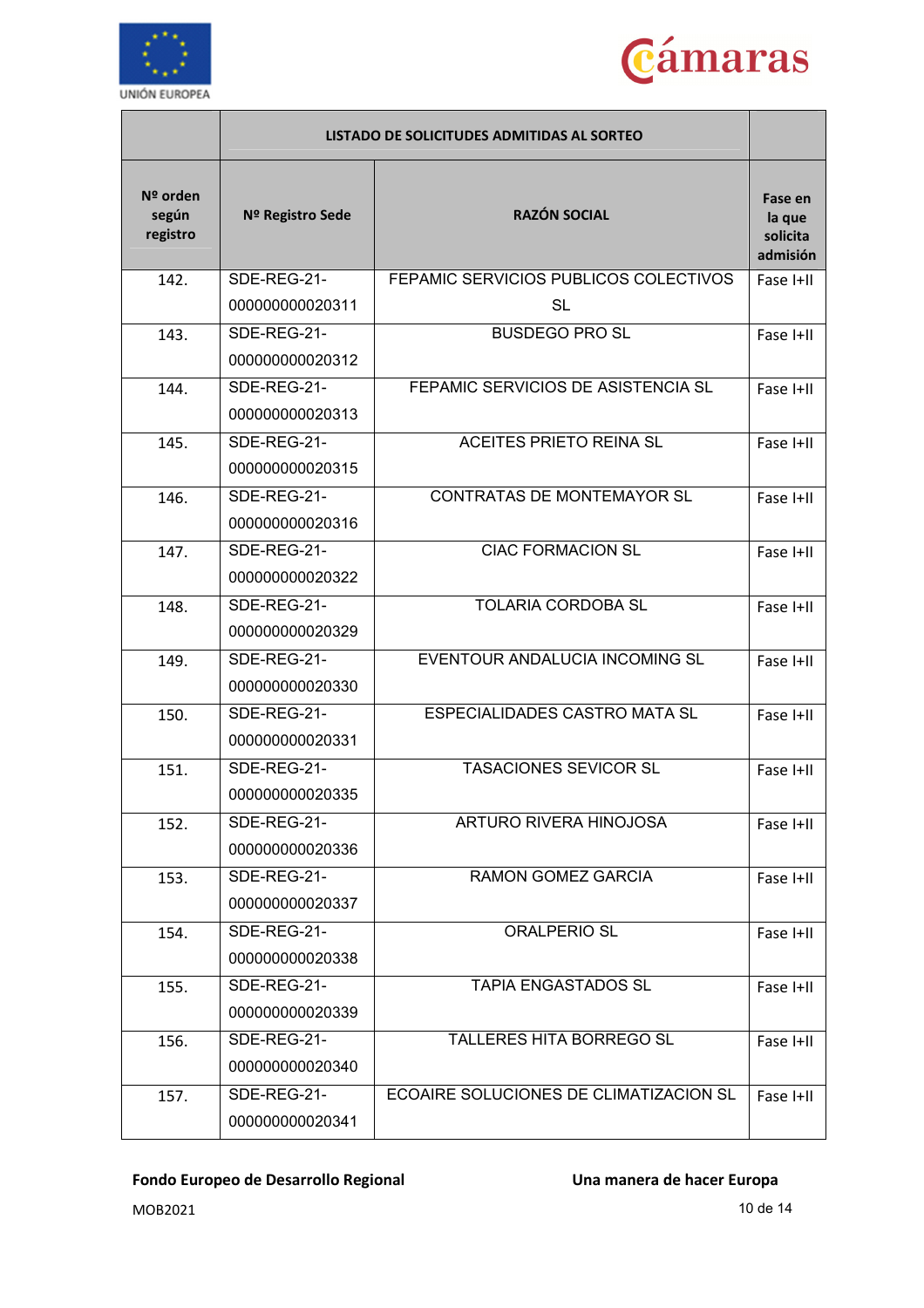| | LISTADO DE SOLICITUDES ADMITIDAS AL SORTEO | | |
|---|---|---|---|
| Nº orden según registro | Nº Registro Sede | RAZÓN SOCIAL | Fase en la que solicita admisión |
| 142. | SDE-REG-21-000000000020311 | FEPAMIC SERVICIOS PUBLICOS COLECTIVOS SL | Fase I+II |
| 143. | SDE-REG-21-000000000020312 | BUSDEGO PRO SL | Fase I+II |
| 144. | SDE-REG-21-000000000020313 | FEPAMIC SERVICIOS DE ASISTENCIA SL | Fase I+II |
| 145. | SDE-REG-21-000000000020315 | ACEITES PRIETO REINA SL | Fase I+II |
| 146. | SDE-REG-21-000000000020316 | CONTRATAS DE MONTEMAYOR SL | Fase I+II |
| 147. | SDE-REG-21-000000000020322 | CIAC FORMACION SL | Fase I+II |
| 148. | SDE-REG-21-000000000020329 | TOLARIA CORDOBA SL | Fase I+II |
| 149. | SDE-REG-21-000000000020330 | EVENTOUR ANDALUCIA INCOMING SL | Fase I+II |
| 150. | SDE-REG-21-000000000020331 | ESPECIALIDADES CASTRO MATA SL | Fase I+II |
| 151. | SDE-REG-21-000000000020335 | TASACIONES SEVICOR SL | Fase I+II |
| 152. | SDE-REG-21-000000000020336 | ARTURO RIVERA HINOJOSA | Fase I+II |
| 153. | SDE-REG-21-000000000020337 | RAMON GOMEZ GARCIA | Fase I+II |
| 154. | SDE-REG-21-000000000020338 | ORALPERIO SL | Fase I+II |
| 155. | SDE-REG-21-000000000020339 | TAPIA ENGASTADOS SL | Fase I+II |
| 156. | SDE-REG-21-000000000020340 | TALLERES HITA BORREGO SL | Fase I+II |
| 157. | SDE-REG-21-000000000020341 | ECOAIRE SOLUCIONES DE CLIMATIZACION SL | Fase I+II |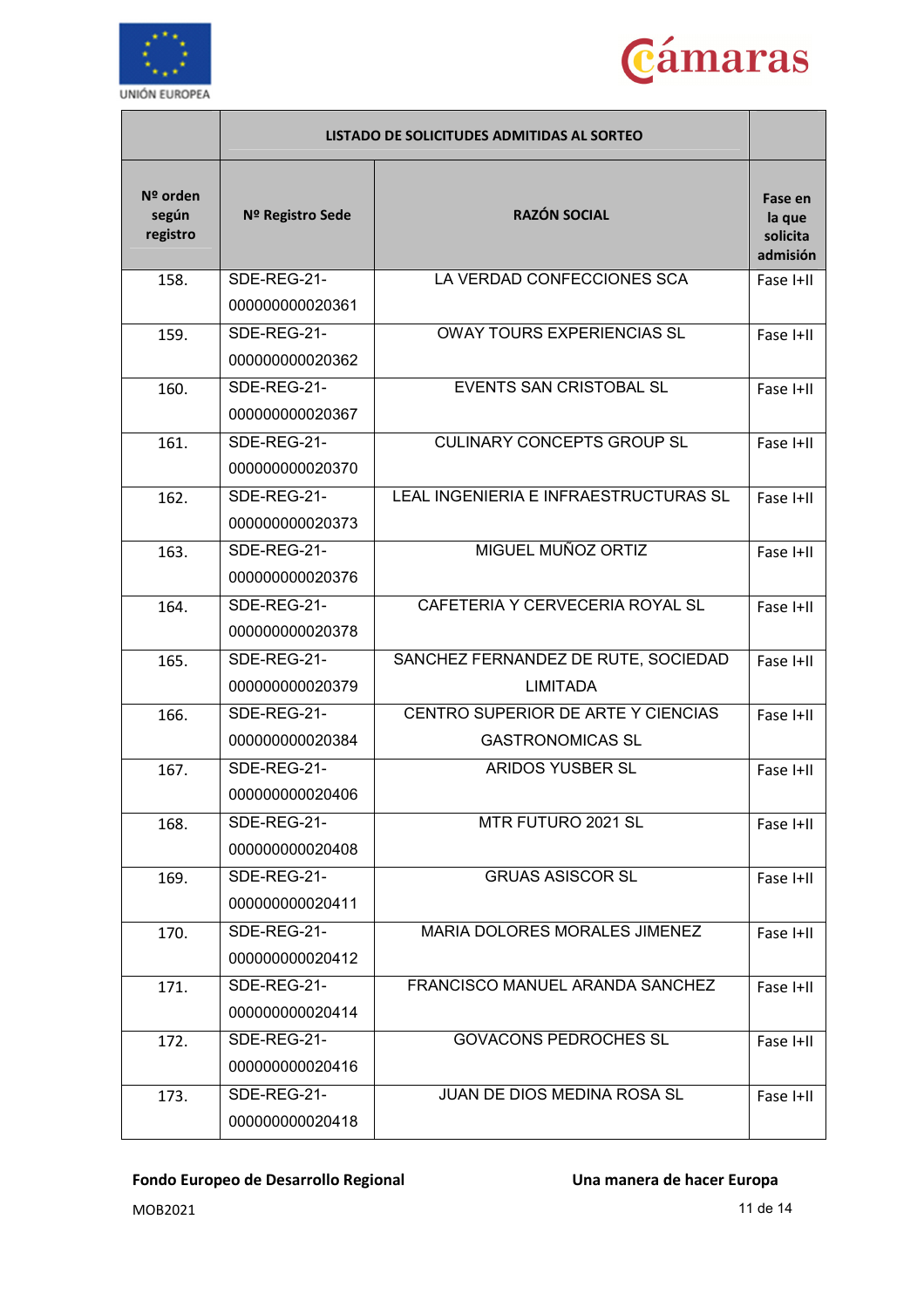| Nº orden según registro | Nº Registro Sede | RAZÓN SOCIAL | Fase en la que solicita admisión |
|---|---|---|---|
| | LISTADO DE SOLICITUDES ADMITIDAS AL SORTEO | | |
| 158. | SDE-REG-21-000000000020361 | LA VERDAD CONFECCIONES SCA | Fase I+II |
| 159. | SDE-REG-21-000000000020362 | OWAY TOURS EXPERIENCIAS SL | Fase I+II |
| 160. | SDE-REG-21-000000000020367 | EVENTS SAN CRISTOBAL SL | Fase I+II |
| 161. | SDE-REG-21-000000000020370 | CULINARY CONCEPTS GROUP SL | Fase I+II |
| 162. | SDE-REG-21-000000000020373 | LEAL INGENIERIA E INFRAESTRUCTURAS SL | Fase I+II |
| 163. | SDE-REG-21-000000000020376 | MIGUEL MUÑOZ ORTIZ | Fase I+II |
| 164. | SDE-REG-21-000000000020378 | CAFETERIA Y CERVECERIA ROYAL SL | Fase I+II |
| 165. | SDE-REG-21-000000000020379 | SANCHEZ FERNANDEZ DE RUTE, SOCIEDAD LIMITADA | Fase I+II |
| 166. | SDE-REG-21-000000000020384 | CENTRO SUPERIOR DE ARTE Y CIENCIAS GASTRONOMICAS SL | Fase I+II |
| 167. | SDE-REG-21-000000000020406 | ARIDOS YUSBER SL | Fase I+II |
| 168. | SDE-REG-21-000000000020408 | MTR FUTURO 2021 SL | Fase I+II |
| 169. | SDE-REG-21-000000000020411 | GRUAS ASISCOR SL | Fase I+II |
| 170. | SDE-REG-21-000000000020412 | MARIA DOLORES MORALES JIMENEZ | Fase I+II |
| 171. | SDE-REG-21-000000000020414 | FRANCISCO MANUEL ARANDA SANCHEZ | Fase I+II |
| 172. | SDE-REG-21-000000000020416 | GOVACONS PEDROCHES SL | Fase I+II |
| 173. | SDE-REG-21-000000000020418 | JUAN DE DIOS MEDINA ROSA SL | Fase I+II |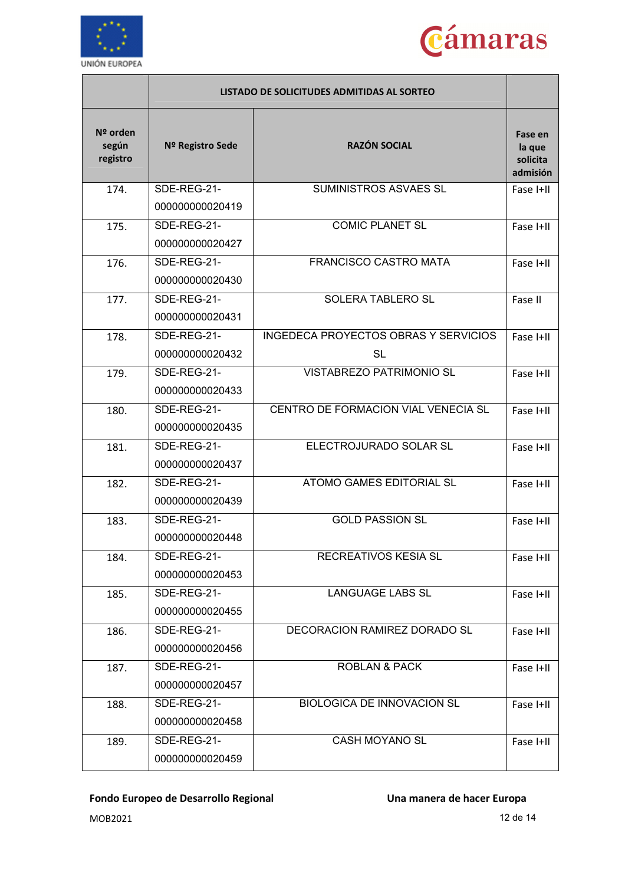| | LISTADO DE SOLICITUDES ADMITIDAS AL SORTEO | | |
|---|---|---|---|
| **Nº orden según registro** | **Nº Registro Sede** | **RAZÓN SOCIAL** | **Fase en la que solicita admisión** |
| 174. | SDE-REG-21-000000000020419 | SUMINISTROS ASVAES SL | Fase I+II |
| 175. | SDE-REG-21-000000000020427 | COMIC PLANET SL | Fase I+II |
| 176. | SDE-REG-21-000000000020430 | FRANCISCO CASTRO MATA | Fase I+II |
| 177. | SDE-REG-21-000000000020431 | SOLERA TABLERO SL | Fase II |
| 178. | SDE-REG-21-000000000020432 | INGEDECA PROYECTOS OBRAS Y SERVICIOS SL | Fase I+II |
| 179. | SDE-REG-21-000000000020433 | VISTABREZO PATRIMONIO SL | Fase I+II |
| 180. | SDE-REG-21-000000000020435 | CENTRO DE FORMACION VIAL VENECIA SL | Fase I+II |
| 181. | SDE-REG-21-000000000020437 | ELECTROJURADO SOLAR SL | Fase I+II |
| 182. | SDE-REG-21-000000000020439 | ATOMO GAMES EDITORIAL SL | Fase I+II |
| 183. | SDE-REG-21-000000000020448 | GOLD PASSION SL | Fase I+II |
| 184. | SDE-REG-21-000000000020453 | RECREATIVOS KESIA SL | Fase I+II |
| 185. | SDE-REG-21-000000000020455 | LANGUAGE LABS SL | Fase I+II |
| 186. | SDE-REG-21-000000000020456 | DECORACION RAMIREZ DORADO SL | Fase I+II |
| 187. | SDE-REG-21-000000000020457 | ROBLAN & PACK | Fase I+II |
| 188. | SDE-REG-21-000000000020458 | BIOLOGICA DE INNOVACION SL | Fase I+II |
| 189. | SDE-REG-21-000000000020459 | CASH MOYANO SL | Fase I+II |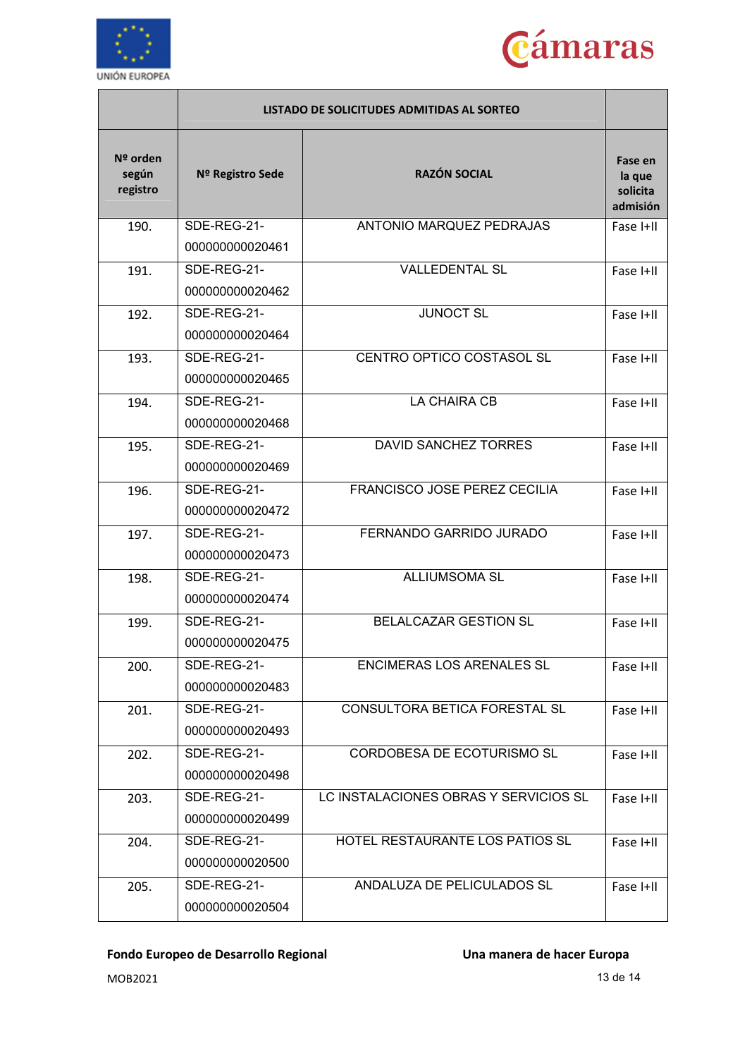| | LISTADO DE SOLICITUDES ADMITIDAS AL SORTEO | | |
|---|---|---|---|
| **Nº orden según registro** | **Nº Registro Sede** | **RAZÓN SOCIAL** | **Fase en la que solicita admisión** |
| 190. | SDE-REG-21-000000000020461 | ANTONIO MARQUEZ PEDRAJAS | Fase I+II |
| 191. | SDE-REG-21-000000000020462 | VALLEDENTAL SL | Fase I+II |
| 192. | SDE-REG-21-000000000020464 | JUNOCT SL | Fase I+II |
| 193. | SDE-REG-21-000000000020465 | CENTRO OPTICO COSTASOL SL | Fase I+II |
| 194. | SDE-REG-21-000000000020468 | LA CHAIRA CB | Fase I+II |
| 195. | SDE-REG-21-000000000020469 | DAVID SANCHEZ TORRES | Fase I+II |
| 196. | SDE-REG-21-000000000020472 | FRANCISCO JOSE PEREZ CECILIA | Fase I+II |
| 197. | SDE-REG-21-000000000020473 | FERNANDO GARRIDO JURADO | Fase I+II |
| 198. | SDE-REG-21-000000000020474 | ALLIUMSOMA SL | Fase I+II |
| 199. | SDE-REG-21-000000000020475 | BELALCAZAR GESTION SL | Fase I+II |
| 200. | SDE-REG-21-000000000020483 | ENCIMERAS LOS ARENALES SL | Fase I+II |
| 201. | SDE-REG-21-000000000020493 | CONSULTORA BETICA FORESTAL SL | Fase I+II |
| 202. | SDE-REG-21-000000000020498 | CORDOBESA DE ECOTURISMO SL | Fase I+II |
| 203. | SDE-REG-21-000000000020499 | LC INSTALACIONES OBRAS Y SERVICIOS SL | Fase I+II |
| 204. | SDE-REG-21-000000000020500 | HOTEL RESTAURANTE LOS PATIOS SL | Fase I+II |
| 205. | SDE-REG-21-000000000020504 | ANDALUZA DE PELICULADOS SL | Fase I+II |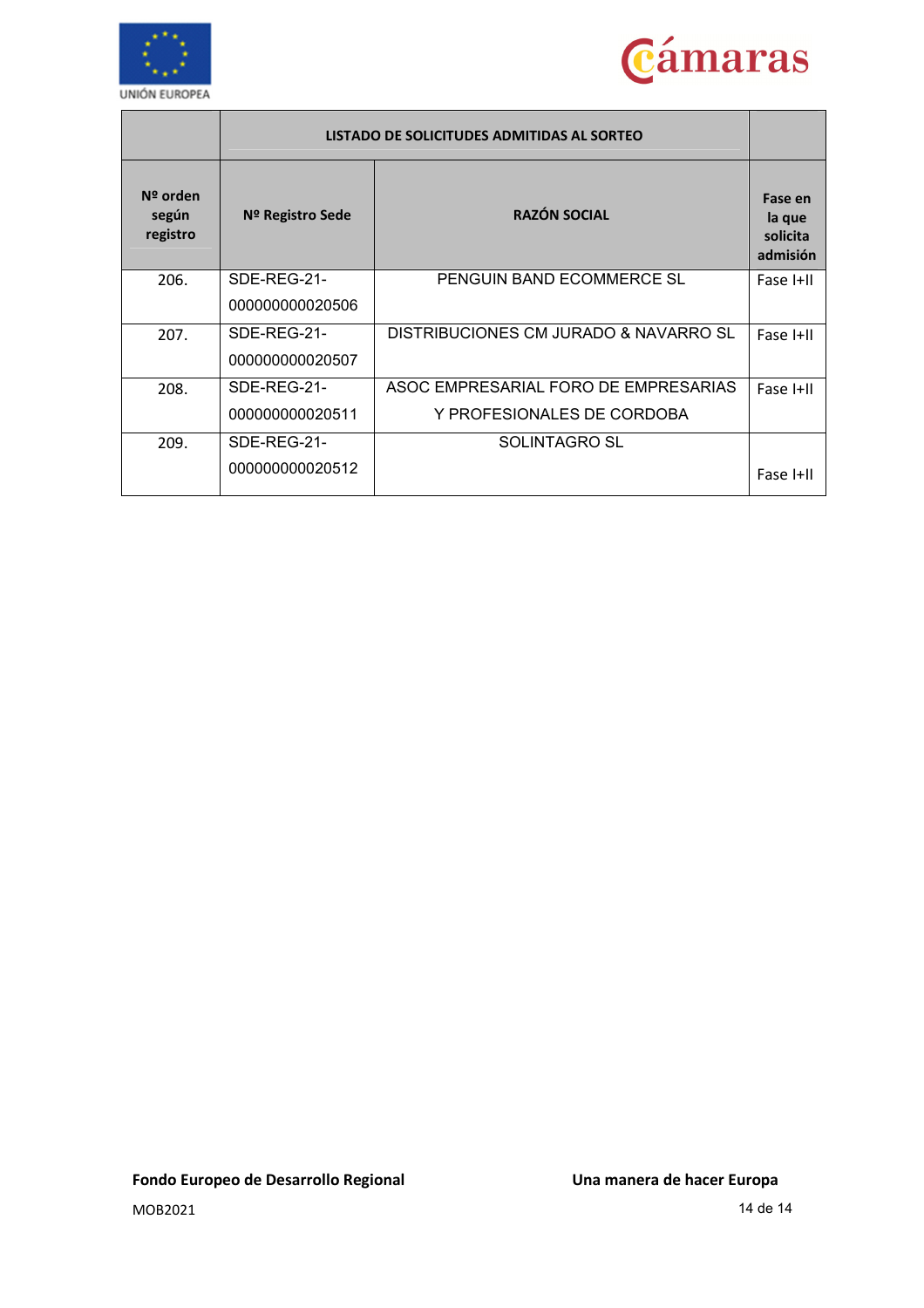| | LISTADO DE SOLICITUDES ADMITIDAS AL SORTEO | | |
|---|---|---|---|
| **Nº orden según registro** | **Nº Registro Sede** | **RAZÓN SOCIAL** | **Fase en la que solicita admisión** |
| 206. | SDE-REG-21-000000000020506 | PENGUIN BAND ECOMMERCE SL | Fase I+II |
| 207. | SDE-REG-21-000000000020507 | DISTRIBUCIONES CM JURADO & NAVARRO SL | Fase I+II |
| 208. | SDE-REG-21-000000000020511 | ASOC EMPRESARIAL FORO DE EMPRESARIAS Y PROFESIONALES DE CORDOBA | Fase I+II |
| 209. | SDE-REG-21-000000000020512 | SOLINTAGRO SL | Fase I+II |

**Fondo Europeo de Desarrollo Regional** **Una manera de hacer Europa**

MOB2021